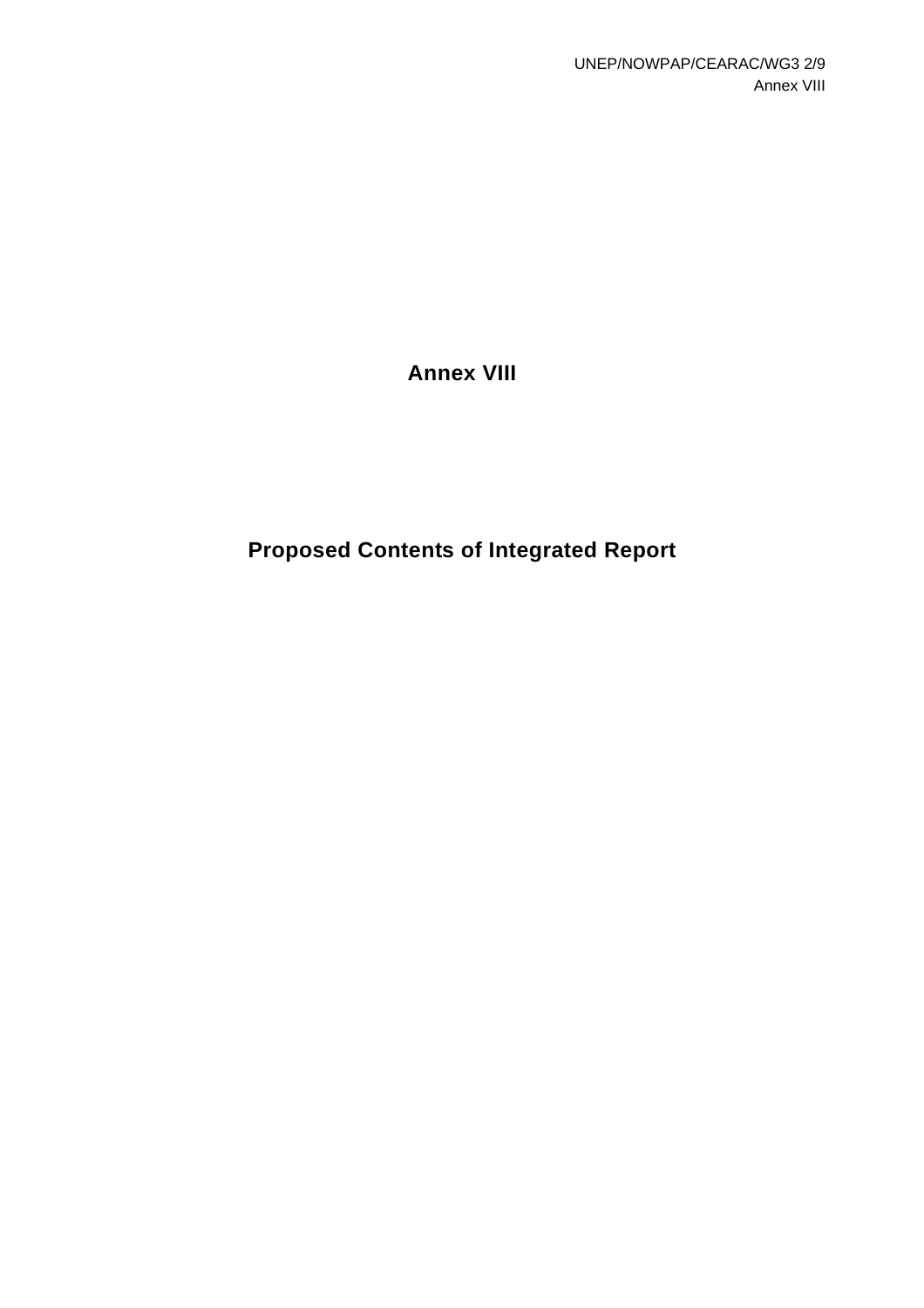# Annex VIII

# Proposed Contents of Integrated Report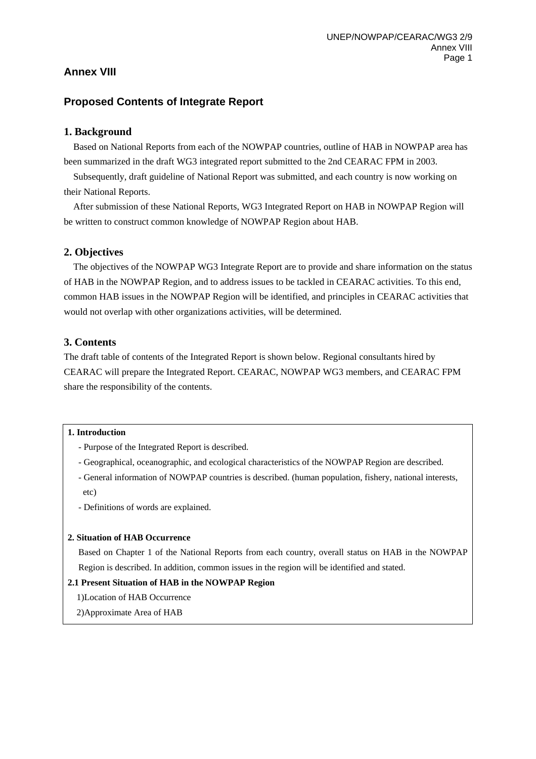## Annex VIII

## Proposed Contents of Integrate Report

### 1. Background

Based on National Reports from each of the NOWPAP countries, outline of HAB in NOWPAP area has been summarized in the draft WG3 integrated report submitted to the 2nd CEARAC FPM in 2003.

Subsequently, draft guideline of National Report was submitted, and each country is now working on their National Reports.

After submission of these National Reports, WG3 Integrated Report on HAB in NOWPAP Region will be written to construct common knowledge of NOWPAP Region about HAB.

### 2. Objectives

The objectives of the NOWPAP WG3 Integrate Report are to provide and share information on the status of HAB in the NOWPAP Region, and to address issues to be tackled in CEARAC activities. To this end, common HAB issues in the NOWPAP Region will be identified, and principles in CEARAC activities that would not overlap with other organizations activities, will be determined.

### 3. Contents

The draft table of contents of the Integrated Report is shown below. Regional consultants hired by CEARAC will prepare the Integrated Report. CEARAC, NOWPAP WG3 members, and CEARAC FPM share the responsibility of the contents.

**1. Introduction**

- Purpose of the Integrated Report is described.
- Geographical, oceanographic, and ecological characteristics of the NOWPAP Region are described.
- General information of NOWPAP countries is described. (human population, fishery, national interests, etc)
- Definitions of words are explained.

**2. Situation of HAB Occurrence**

Based on Chapter 1 of the National Reports from each country, overall status on HAB in the NOWPAP Region is described. In addition, common issues in the region will be identified and stated.

**2.1 Present Situation of HAB in the NOWPAP Region**

1)Location of HAB Occurrence

2)Approximate Area of HAB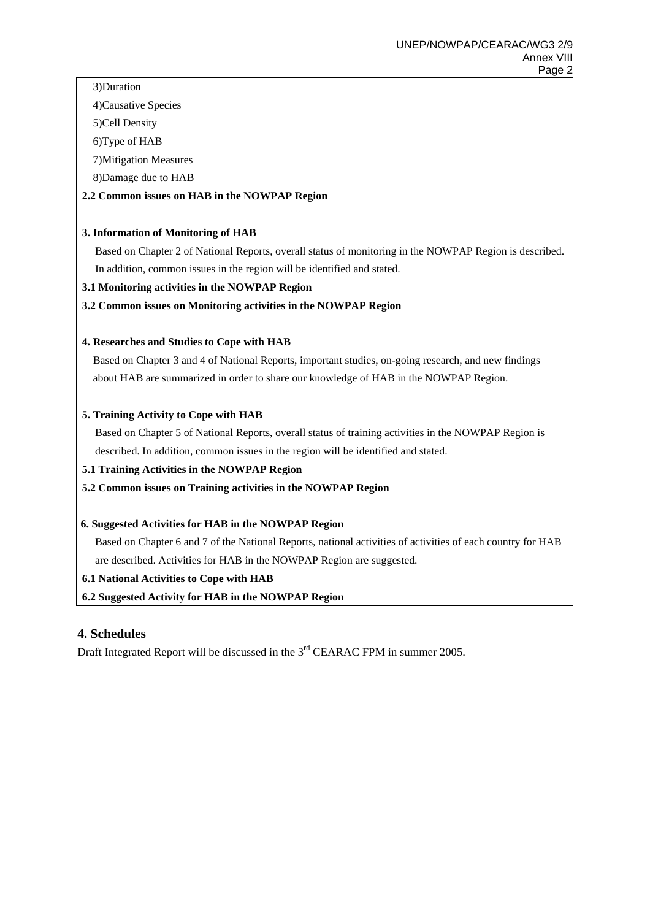3)Duration

4)Causative Species

5)Cell Density

6)Type of HAB

7)Mitigation Measures

8)Damage due to HAB

**2.2 Common issues on HAB in the NOWPAP Region**

**3. Information of Monitoring of HAB**

Based on Chapter 2 of National Reports, overall status of monitoring in the NOWPAP Region is described. In addition, common issues in the region will be identified and stated.

**3.1 Monitoring activities in the NOWPAP Region**

**3.2 Common issues on Monitoring activities in the NOWPAP Region**

**4. Researches and Studies to Cope with HAB**

Based on Chapter 3 and 4 of National Reports, important studies, on-going research, and new findings about HAB are summarized in order to share our knowledge of HAB in the NOWPAP Region.

**5. Training Activity to Cope with HAB**

Based on Chapter 5 of National Reports, overall status of training activities in the NOWPAP Region is described. In addition, common issues in the region will be identified and stated.

**5.1 Training Activities in the NOWPAP Region**

**5.2 Common issues on Training activities in the NOWPAP Region**

**6. Suggested Activities for HAB in the NOWPAP Region**

Based on Chapter 6 and 7 of the National Reports, national activities of activities of each country for HAB are described. Activities for HAB in the NOWPAP Region are suggested.

**6.1 National Activities to Cope with HAB**

**6.2 Suggested Activity for HAB in the NOWPAP Region**

## 4. Schedules

Draft Integrated Report will be discussed in the 3rd CEARAC FPM in summer 2005.